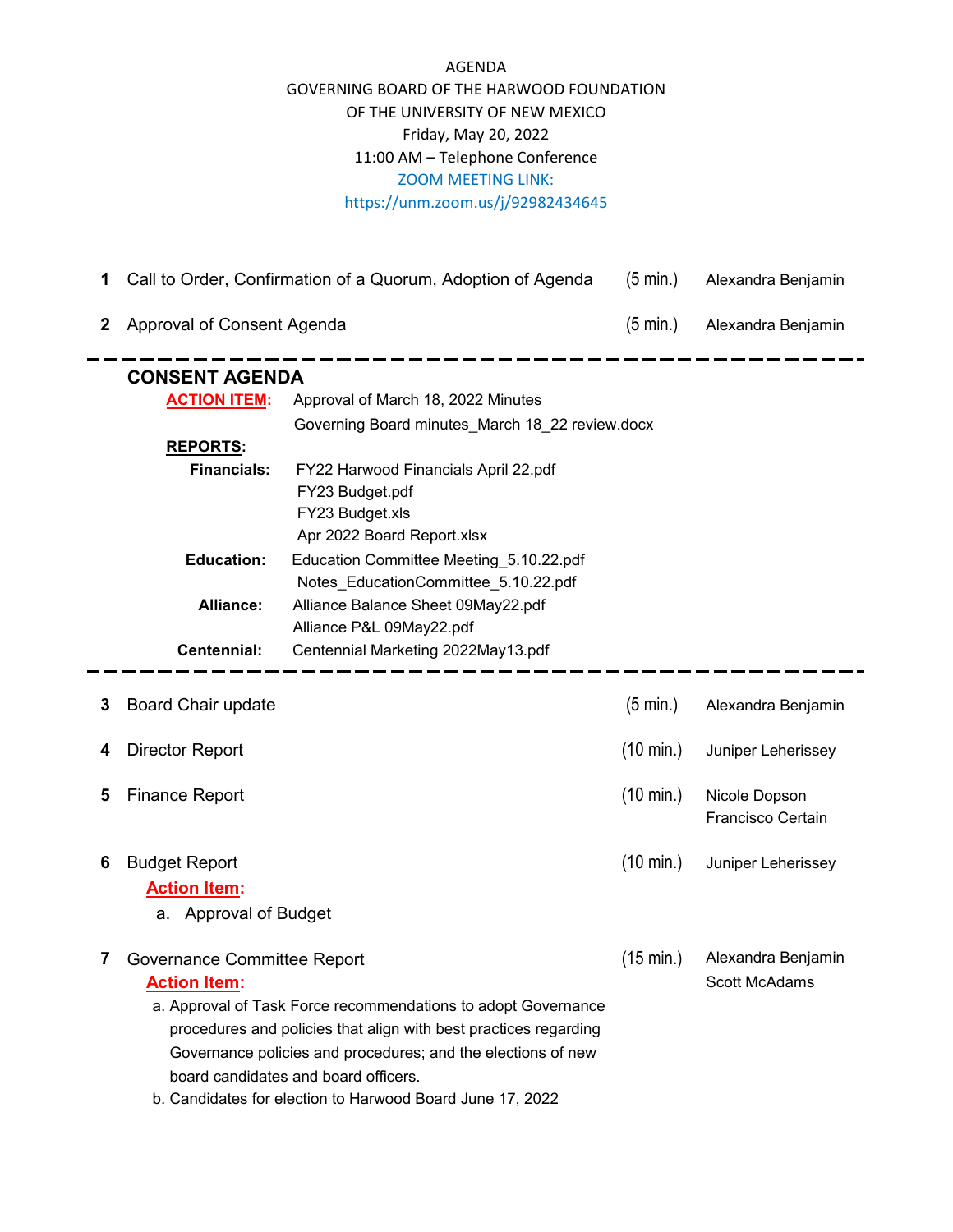# AGENDA

GOVERNING BOARD OF THE HARWOOD FOUNDATION
OF THE UNIVERSITY OF NEW MEXICO
Friday, May 20, 2022
11:00 AM – Telephone Conference
ZOOM MEETING LINK:
https://unm.zoom.us/j/92982434645

| | | | |
|---|---|---|---|
| **1** | Call to Order, Confirmation of a Quorum, Adoption of Agenda | (5 min.) | Alexandra Benjamin |
| **2** | Approval of Consent Agenda | (5 min.) | Alexandra Benjamin |

---

## CONSENT AGENDA

**ACTION ITEM:** Approval of March 18, 2022 Minutes
Governing Board minutes_March 18_22 review.docx

**REPORTS:**

**Financials:**
- FY22 Harwood Financials April 22.pdf
- FY23 Budget.pdf
- FY23 Budget.xls
- Apr 2022 Board Report.xlsx

**Education:**
- Education Committee Meeting_5.10.22.pdf
- Notes_EducationCommittee_5.10.22.pdf

**Alliance:**
- Alliance Balance Sheet 09May22.pdf
- Alliance P&L 09May22.pdf

**Centennial:**
- Centennial Marketing 2022May13.pdf

---

| | | | |
|---|---|---|---|
| **3** | Board Chair update | (5 min.) | Alexandra Benjamin |
| **4** | Director Report | (10 min.) | Juniper Leherissey |
| **5** | Finance Report | (10 min.) | Nicole Dopson<br>Francisco Certain |
| **6** | Budget Report<br>**Action Item:**<br>a. Approval of Budget | (10 min.) | Juniper Leherissey |
| **7** | Governance Committee Report<br>**Action Item:**<br>a. Approval of Task Force recommendations to adopt Governance procedures and policies that align with best practices regarding Governance policies and procedures; and the elections of new board candidates and board officers.<br>b. Candidates for election to Harwood Board June 17, 2022 | (15 min.) | Alexandra Benjamin<br>Scott McAdams |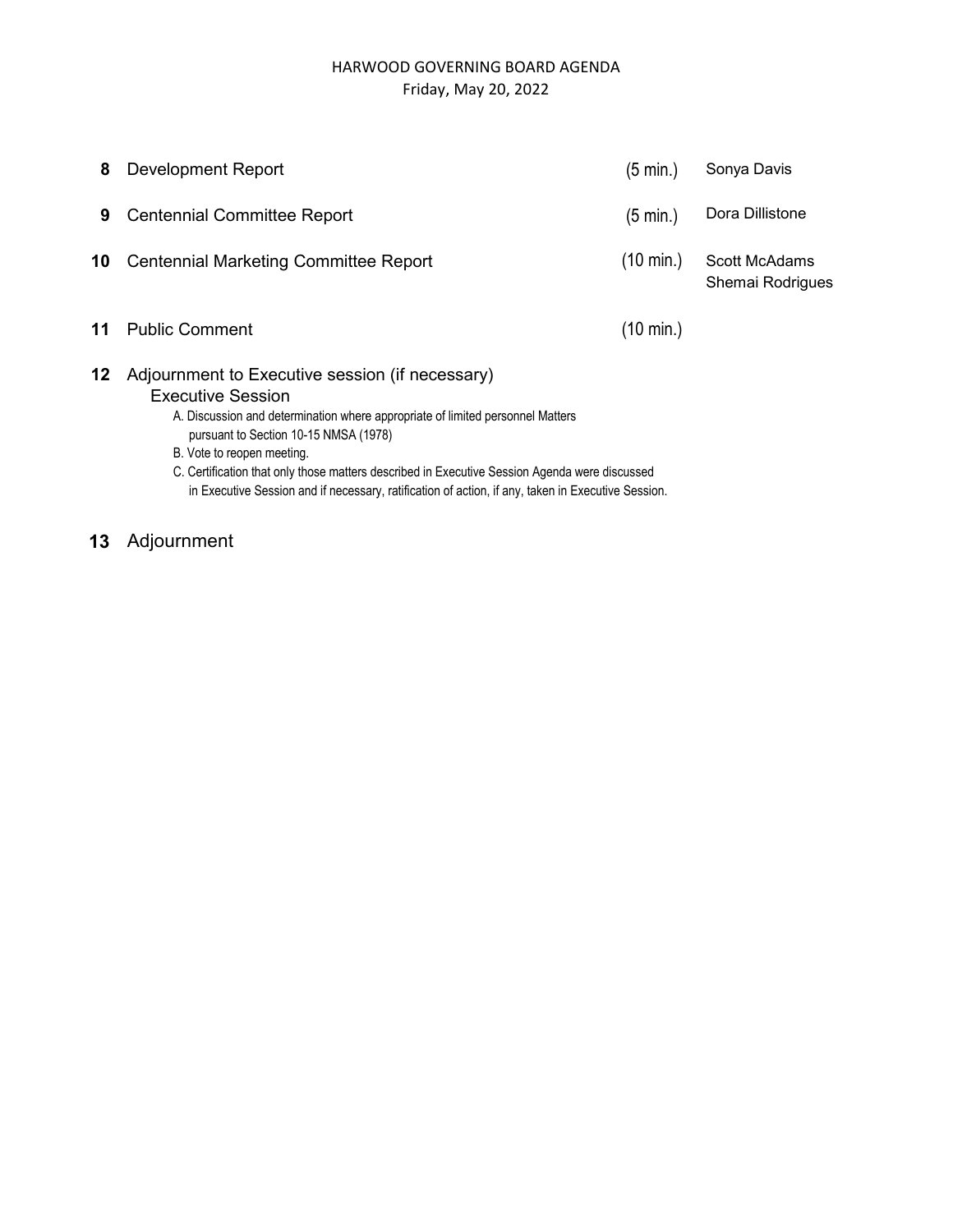HARWOOD GOVERNING BOARD AGENDA
Friday, May 20, 2022

| | | | |
|---|---|---|---|
| **8** | Development Report | (5 min.) | Sonya Davis |
| **9** | Centennial Committee Report | (5 min.) | Dora Dillistone |
| **10** | Centennial Marketing Committee Report | (10 min.) | Scott McAdams<br>Shemai Rodrigues |
| **11** | Public Comment | (10 min.) | |

**12** Adjournment to Executive session (if necessary)

Executive Session

A. Discussion and determination where appropriate of limited personnel Matters pursuant to Section 10-15 NMSA (1978)

B. Vote to reopen meeting.

C. Certification that only those matters described in Executive Session Agenda were discussed in Executive Session and if necessary, ratification of action, if any, taken in Executive Session.

**13** Adjournment